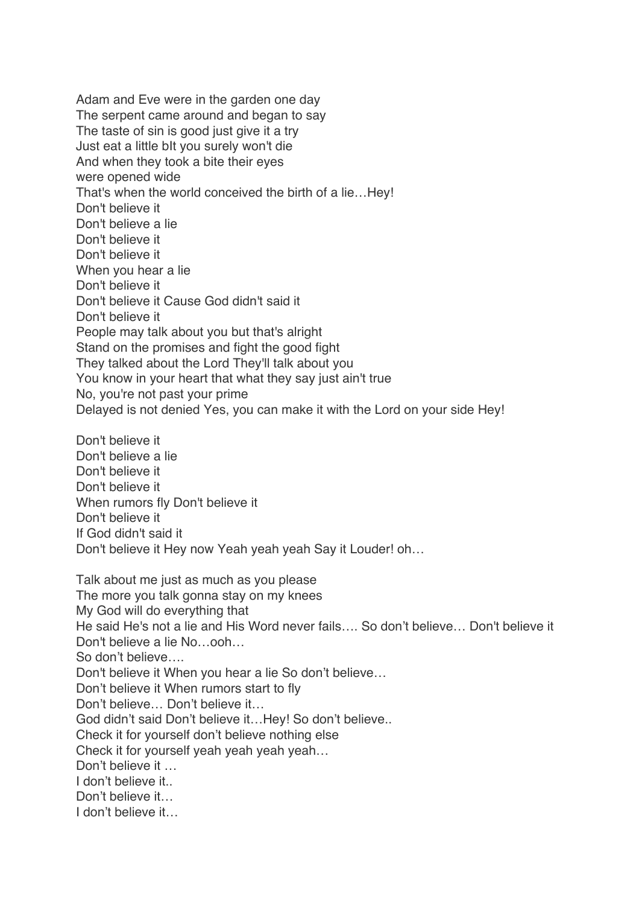Adam and Eve were in the garden one day  
The serpent came around and began to say  
The taste of sin is good just give it a try  
Just eat a little bIt you surely won't die  
And when they took a bite their eyes  
were opened wide  
That's when the world conceived the birth of a lie…Hey!  
Don't believe it  
Don't believe a lie  
Don't believe it  
Don't believe it  
When you hear a lie  
Don't believe it  
Don't believe it Cause God didn't said it  
Don't believe it  
People may talk about you but that's alright  
Stand on the promises and fight the good fight  
They talked about the Lord They'll talk about you  
You know in your heart that what they say just ain't true  
No, you're not past your prime  
Delayed is not denied Yes, you can make it with the Lord on your side Hey!

Don't believe it  
Don't believe a lie  
Don't believe it  
Don't believe it  
When rumors fly Don't believe it  
Don't believe it  
If God didn't said it  
Don't believe it Hey now Yeah yeah yeah Say it Louder! oh…

Talk about me just as much as you please  
The more you talk gonna stay on my knees  
My God will do everything that  
He said He's not a lie and His Word never fails…. So don't believe… Don't believe it  
Don't believe a lie No…ooh…  
So don't believe….  
Don't believe it When you hear a lie So don't believe…  
Don't believe it When rumors start to fly  
Don't believe… Don't believe it…  
God didn't said Don't believe it…Hey! So don't believe..  
Check it for yourself don't believe nothing else  
Check it for yourself yeah yeah yeah yeah…  
Don't believe it …  
I don't believe it..  
Don't believe it…  
I don't believe it…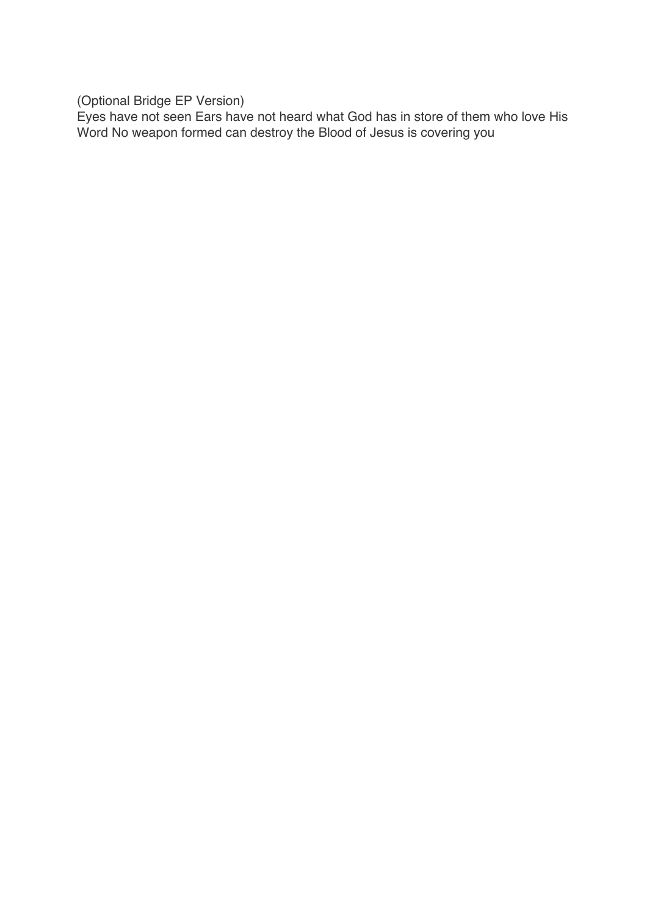(Optional Bridge EP Version)

Eyes have not seen Ears have not heard what God has in store of them who love His Word No weapon formed can destroy the Blood of Jesus is covering you